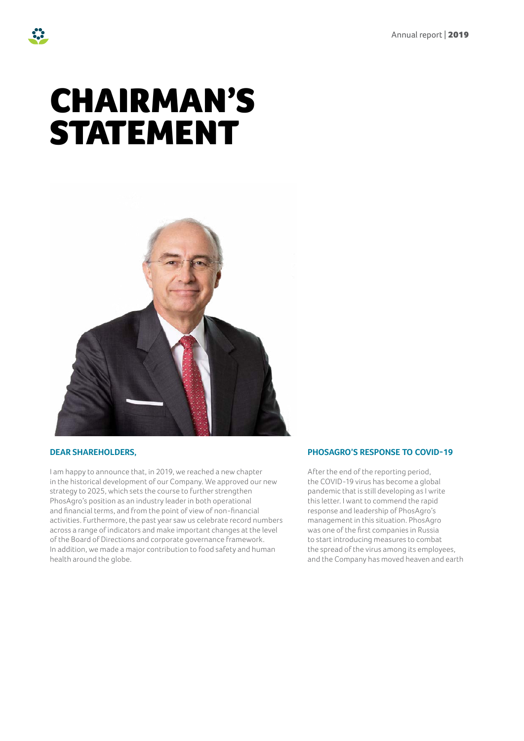# CHAIRMAN'S STATEMENT

## DEAR SHAREHOLDERS,

I am happy to announce that, in 2019, we reached a new chapter in the historical development of our Company. We approved our new strategy to 2025, which sets the course to further strengthen PhosAgro's position as an industry leader in both operational and financial terms, and from the point of view of non-financial activities. Furthermore, the past year saw us celebrate record numbers across a range of indicators and make important changes at the level of the Board of Directions and corporate governance framework. In addition, we made a major contribution to food safety and human health around the globe.

## PHOSAGRO'S RESPONSE TO COVID-19

After the end of the reporting period, the COVID-19 virus has become a global pandemic that is still developing as I write this letter. I want to commend the rapid response and leadership of PhosAgro's management in this situation. PhosAgro was one of the first companies in Russia to start introducing measures to combat the spread of the virus among its employees, and the Company has moved heaven and earth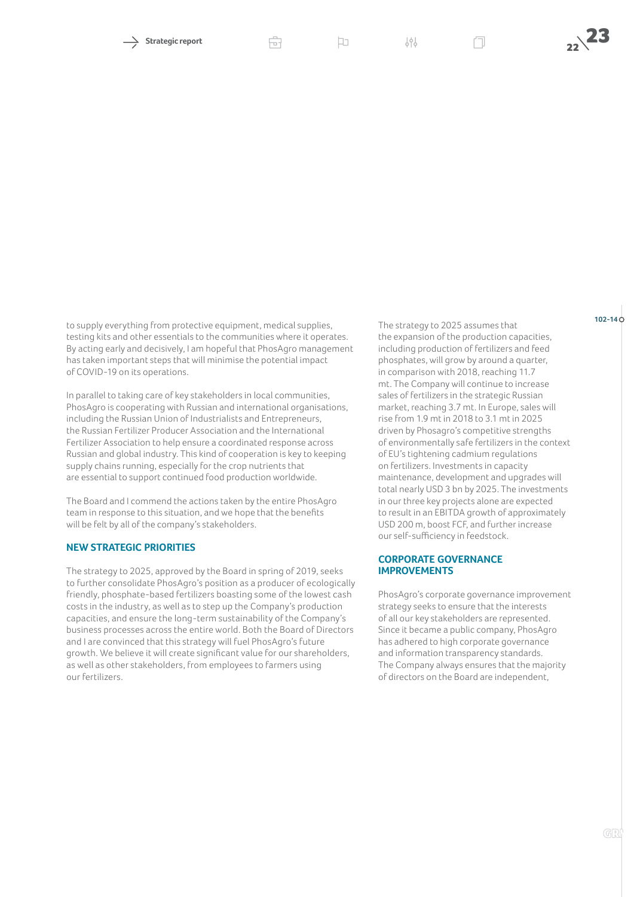to supply everything from protective equipment, medical supplies, testing kits and other essentials to the communities where it operates. By acting early and decisively, I am hopeful that PhosAgro management has taken important steps that will minimise the potential impact of COVID-19 on its operations.

In parallel to taking care of key stakeholders in local communities, PhosAgro is cooperating with Russian and international organisations, including the Russian Union of Industrialists and Entrepreneurs, the Russian Fertilizer Producer Association and the International Fertilizer Association to help ensure a coordinated response across Russian and global industry. This kind of cooperation is key to keeping supply chains running, especially for the crop nutrients that are essential to support continued food production worldwide.

The Board and I commend the actions taken by the entire PhosAgro team in response to this situation, and we hope that the benefits will be felt by all of the company's stakeholders.

## NEW STRATEGIC PRIORITIES

The strategy to 2025, approved by the Board in spring of 2019, seeks to further consolidate PhosAgro's position as a producer of ecologically friendly, phosphate-based fertilizers boasting some of the lowest cash costs in the industry, as well as to step up the Company's production capacities, and ensure the long-term sustainability of the Company's business processes across the entire world. Both the Board of Directors and I are convinced that this strategy will fuel PhosAgro's future growth. We believe it will create significant value for our shareholders, as well as other stakeholders, from employees to farmers using our fertilizers.

The strategy to 2025 assumes that the expansion of the production capacities, including production of fertilizers and feed phosphates, will grow by around a quarter, in comparison with 2018, reaching 11.7 mt. The Company will continue to increase sales of fertilizers in the strategic Russian market, reaching 3.7 mt. In Europe, sales will rise from 1.9 mt in 2018 to 3.1 mt in 2025 driven by Phosagro's competitive strengths of environmentally safe fertilizers in the context of EU's tightening cadmium regulations on fertilizers. Investments in capacity maintenance, development and upgrades will total nearly USD 3 bn by 2025. The investments in our three key projects alone are expected to result in an EBITDA growth of approximately USD 200 m, boost FCF, and further increase our self-sufficiency in feedstock.

## CORPORATE GOVERNANCE IMPROVEMENTS

PhosAgro's corporate governance improvement strategy seeks to ensure that the interests of all our key stakeholders are represented. Since it became a public company, PhosAgro has adhered to high corporate governance and information transparency standards. The Company always ensures that the majority of directors on the Board are independent,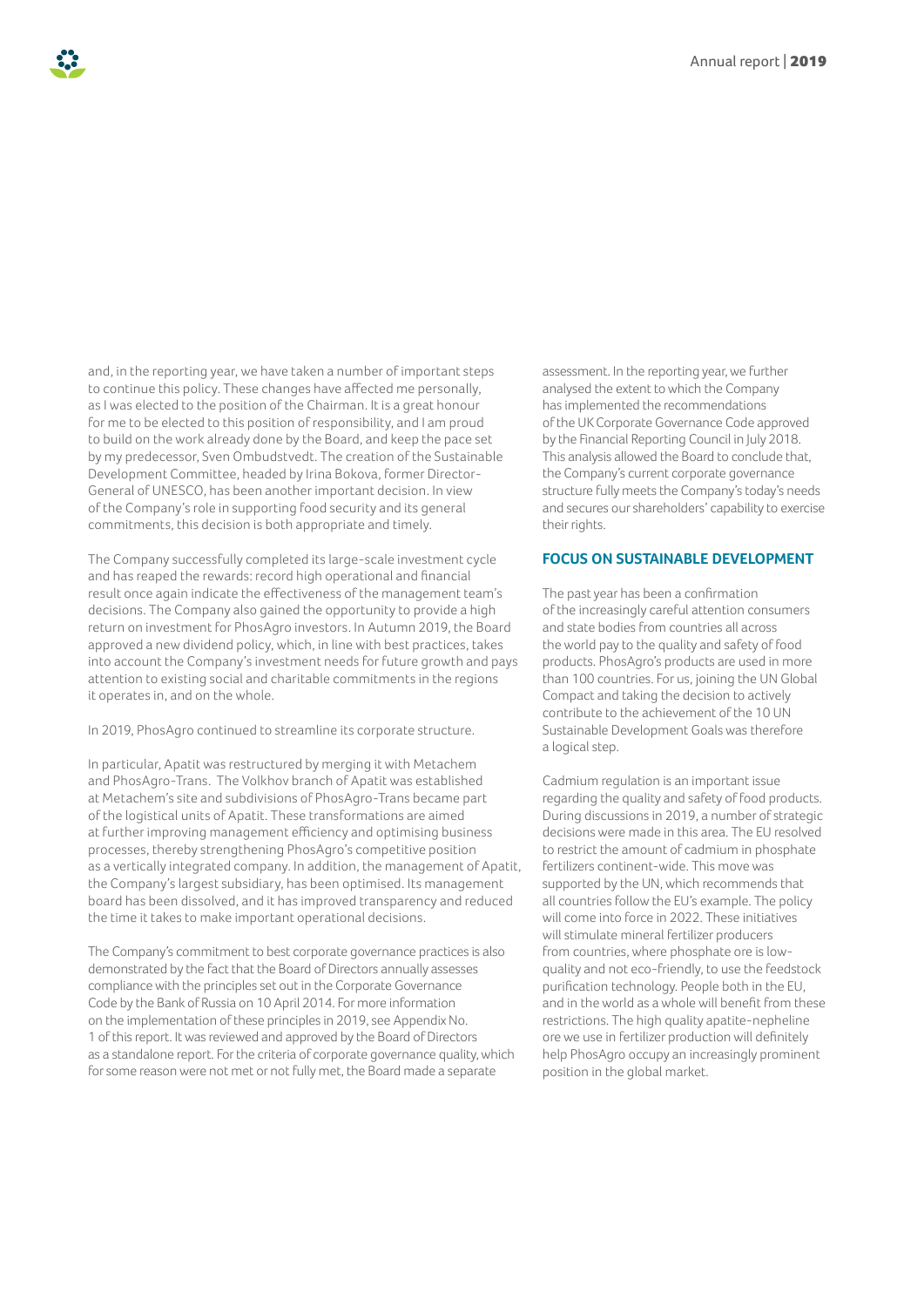and, in the reporting year, we have taken a number of important steps to continue this policy. These changes have affected me personally, as I was elected to the position of the Chairman. It is a great honour for me to be elected to this position of responsibility, and I am proud to build on the work already done by the Board, and keep the pace set by my predecessor, Sven Ombudstvedt. The creation of the Sustainable Development Committee, headed by Irina Bokova, former Director-General of UNESCO, has been another important decision. In view of the Company's role in supporting food security and its general commitments, this decision is both appropriate and timely.

The Company successfully completed its large-scale investment cycle and has reaped the rewards: record high operational and financial result once again indicate the effectiveness of the management team's decisions. The Company also gained the opportunity to provide a high return on investment for PhosAgro investors. In Autumn 2019, the Board approved a new dividend policy, which, in line with best practices, takes into account the Company's investment needs for future growth and pays attention to existing social and charitable commitments in the regions it operates in, and on the whole.

In 2019, PhosAgro continued to streamline its corporate structure.

In particular, Apatit was restructured by merging it with Metachem and PhosAgro-Trans. The Volkhov branch of Apatit was established at Metachem's site and subdivisions of PhosAgro-Trans became part of the logistical units of Apatit. These transformations are aimed at further improving management efficiency and optimising business processes, thereby strengthening PhosAgro's competitive position as a vertically integrated company. In addition, the management of Apatit, the Company's largest subsidiary, has been optimised. Its management board has been dissolved, and it has improved transparency and reduced the time it takes to make important operational decisions.

The Company's commitment to best corporate governance practices is also demonstrated by the fact that the Board of Directors annually assesses compliance with the principles set out in the Corporate Governance Code by the Bank of Russia on 10 April 2014. For more information on the implementation of these principles in 2019, see Appendix No. 1 of this report. It was reviewed and approved by the Board of Directors as a standalone report. For the criteria of corporate governance quality, which for some reason were not met or not fully met, the Board made a separate assessment. In the reporting year, we further analysed the extent to which the Company has implemented the recommendations of the UK Corporate Governance Code approved by the Financial Reporting Council in July 2018. This analysis allowed the Board to conclude that, the Company's current corporate governance structure fully meets the Company's today's needs and secures our shareholders' capability to exercise their rights.

## FOCUS ON SUSTAINABLE DEVELOPMENT

The past year has been a confirmation of the increasingly careful attention consumers and state bodies from countries all across the world pay to the quality and safety of food products. PhosAgro's products are used in more than 100 countries. For us, joining the UN Global Compact and taking the decision to actively contribute to the achievement of the 10 UN Sustainable Development Goals was therefore a logical step.

Cadmium regulation is an important issue regarding the quality and safety of food products. During discussions in 2019, a number of strategic decisions were made in this area. The EU resolved to restrict the amount of cadmium in phosphate fertilizers continent-wide. This move was supported by the UN, which recommends that all countries follow the EU's example. The policy will come into force in 2022. These initiatives will stimulate mineral fertilizer producers from countries, where phosphate ore is low-quality and not eco-friendly, to use the feedstock purification technology. People both in the EU, and in the world as a whole will benefit from these restrictions. The high quality apatite-nepheline ore we use in fertilizer production will definitely help PhosAgro occupy an increasingly prominent position in the global market.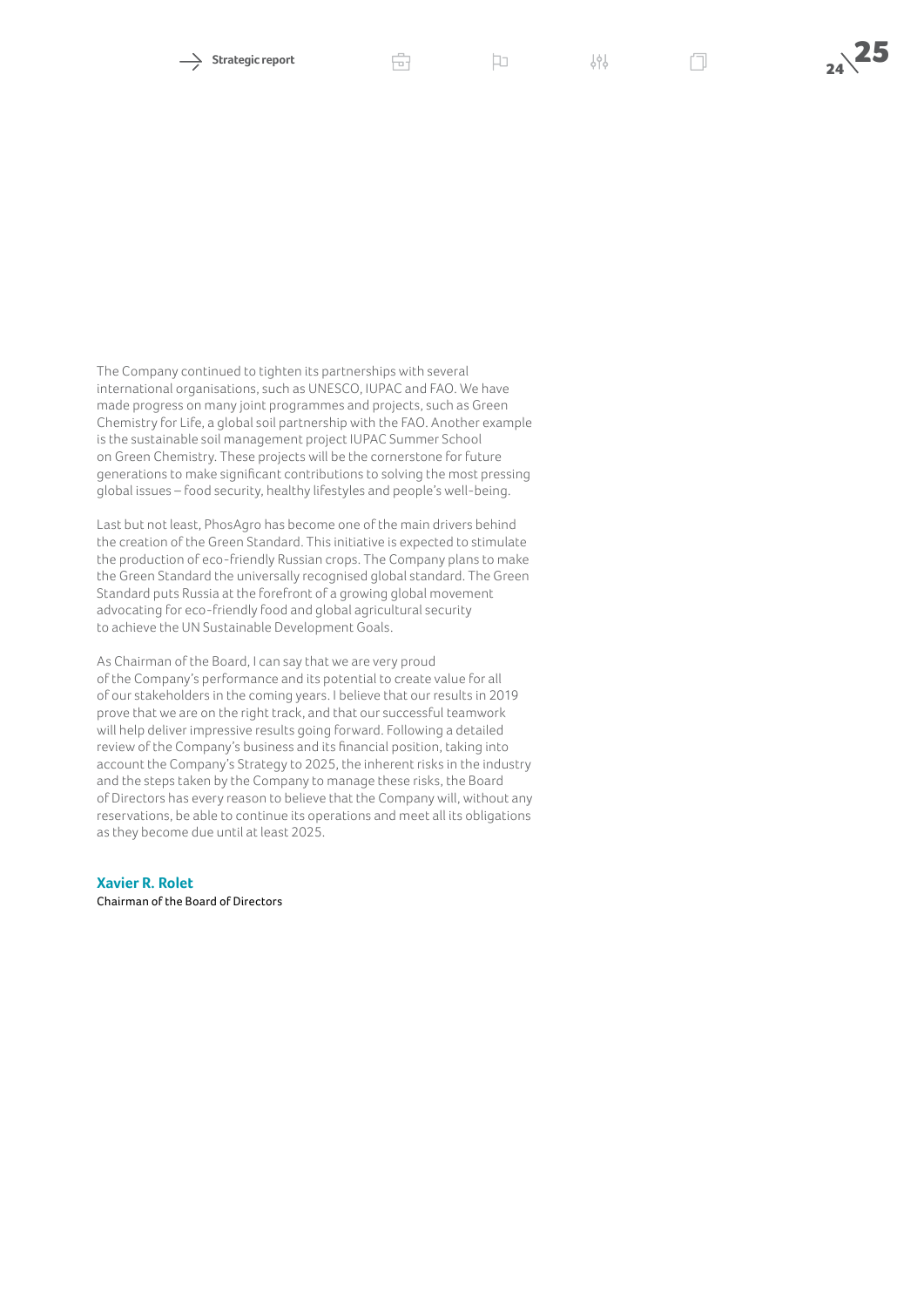The Company continued to tighten its partnerships with several international organisations, such as UNESCO, IUPAC and FAO. We have made progress on many joint programmes and projects, such as Green Chemistry for Life, a global soil partnership with the FAO. Another example is the sustainable soil management project IUPAC Summer School on Green Chemistry. These projects will be the cornerstone for future generations to make significant contributions to solving the most pressing global issues – food security, healthy lifestyles and people's well-being.

Last but not least, PhosAgro has become one of the main drivers behind the creation of the Green Standard. This initiative is expected to stimulate the production of eco-friendly Russian crops. The Company plans to make the Green Standard the universally recognised global standard. The Green Standard puts Russia at the forefront of a growing global movement advocating for eco-friendly food and global agricultural security to achieve the UN Sustainable Development Goals.

As Chairman of the Board, I can say that we are very proud of the Company's performance and its potential to create value for all of our stakeholders in the coming years. I believe that our results in 2019 prove that we are on the right track, and that our successful teamwork will help deliver impressive results going forward. Following a detailed review of the Company's business and its financial position, taking into account the Company's Strategy to 2025, the inherent risks in the industry and the steps taken by the Company to manage these risks, the Board of Directors has every reason to believe that the Company will, without any reservations, be able to continue its operations and meet all its obligations as they become due until at least 2025.

**Xavier R. Rolet**
Chairman of the Board of Directors